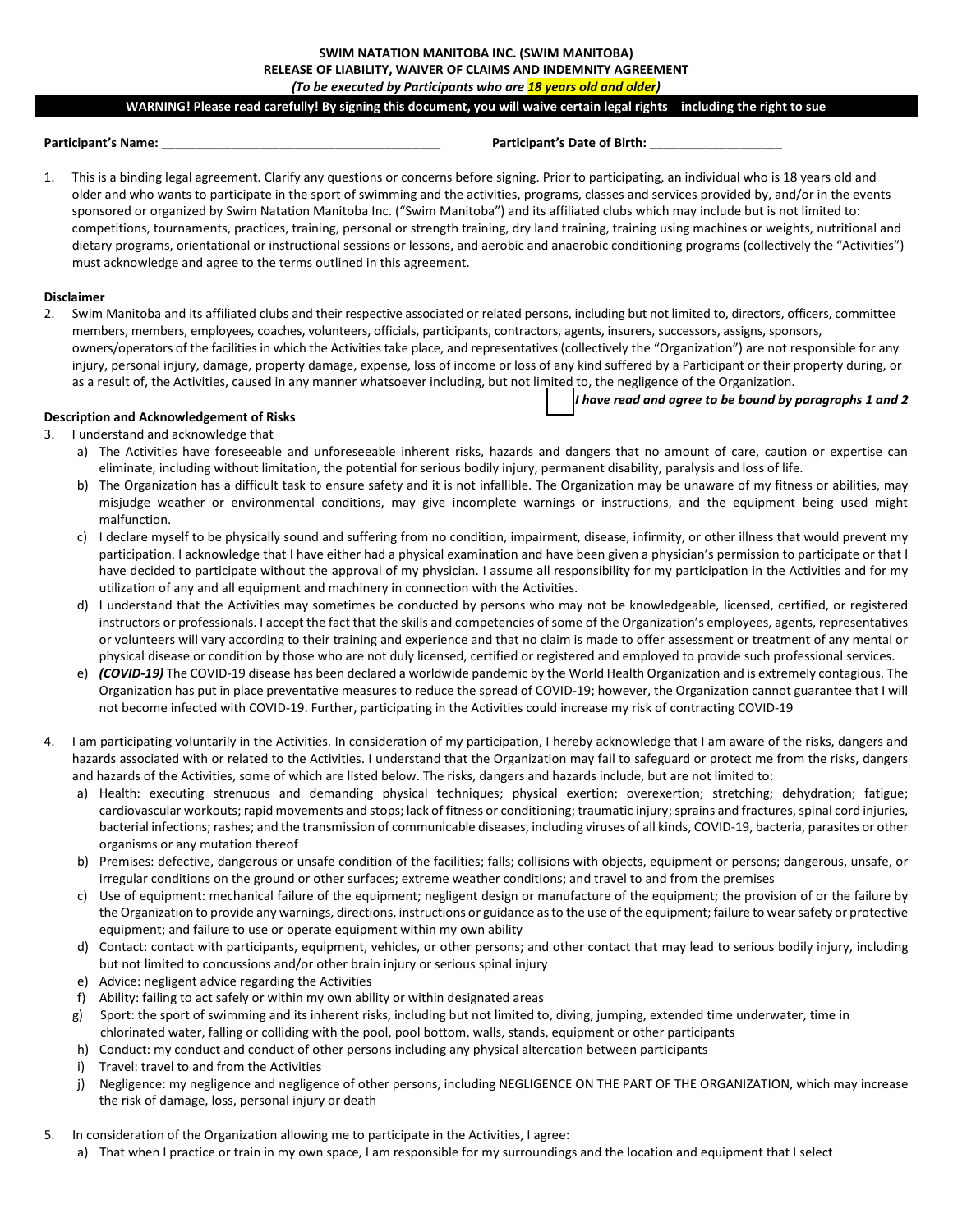**SWIM NATATION MANITOBA INC. (SWIM MANITOBA)**
**RELEASE OF LIABILITY, WAIVER OF CLAIMS AND INDEMNITY AGREEMENT**
***(To be executed by Participants who are 18 years old and older)***

**WARNING! Please read carefully! By signing this document, you will waive certain legal rights including the right to sue**

**Participant's Name: ________________________________________** **Participant's Date of Birth: ___________________**

1. This is a binding legal agreement. Clarify any questions or concerns before signing. Prior to participating, an individual who is 18 years old and older and who wants to participate in the sport of swimming and the activities, programs, classes and services provided by, and/or in the events sponsored or organized by Swim Natation Manitoba Inc. ("Swim Manitoba") and its affiliated clubs which may include but is not limited to: competitions, tournaments, practices, training, personal or strength training, dry land training, training using machines or weights, nutritional and dietary programs, orientational or instructional sessions or lessons, and aerobic and anaerobic conditioning programs (collectively the "Activities") must acknowledge and agree to the terms outlined in this agreement.

**Disclaimer**

2. Swim Manitoba and its affiliated clubs and their respective associated or related persons, including but not limited to, directors, officers, committee members, members, employees, coaches, volunteers, officials, participants, contractors, agents, insurers, successors, assigns, sponsors, owners/operators of the facilities in which the Activities take place, and representatives (collectively the "Organization") are not responsible for any injury, personal injury, damage, property damage, expense, loss of income or loss of any kind suffered by a Participant or their property during, or as a result of, the Activities, caused in any manner whatsoever including, but not limited to, the negligence of the Organization.

☐ ***I have read and agree to be bound by paragraphs 1 and 2***

**Description and Acknowledgement of Risks**

3. I understand and acknowledge that
   a) The Activities have foreseeable and unforeseeable inherent risks, hazards and dangers that no amount of care, caution or expertise can eliminate, including without limitation, the potential for serious bodily injury, permanent disability, paralysis and loss of life.
   b) The Organization has a difficult task to ensure safety and it is not infallible. The Organization may be unaware of my fitness or abilities, may misjudge weather or environmental conditions, may give incomplete warnings or instructions, and the equipment being used might malfunction.
   c) I declare myself to be physically sound and suffering from no condition, impairment, disease, infirmity, or other illness that would prevent my participation. I acknowledge that I have either had a physical examination and have been given a physician's permission to participate or that I have decided to participate without the approval of my physician. I assume all responsibility for my participation in the Activities and for my utilization of any and all equipment and machinery in connection with the Activities.
   d) I understand that the Activities may sometimes be conducted by persons who may not be knowledgeable, licensed, certified, or registered instructors or professionals. I accept the fact that the skills and competencies of some of the Organization's employees, agents, representatives or volunteers will vary according to their training and experience and that no claim is made to offer assessment or treatment of any mental or physical disease or condition by those who are not duly licensed, certified or registered and employed to provide such professional services.
   e) ***(COVID-19)*** The COVID-19 disease has been declared a worldwide pandemic by the World Health Organization and is extremely contagious. The Organization has put in place preventative measures to reduce the spread of COVID-19; however, the Organization cannot guarantee that I will not become infected with COVID-19. Further, participating in the Activities could increase my risk of contracting COVID-19

4. I am participating voluntarily in the Activities. In consideration of my participation, I hereby acknowledge that I am aware of the risks, dangers and hazards associated with or related to the Activities. I understand that the Organization may fail to safeguard or protect me from the risks, dangers and hazards of the Activities, some of which are listed below. The risks, dangers and hazards include, but are not limited to:
   a) Health: executing strenuous and demanding physical techniques; physical exertion; overexertion; stretching; dehydration; fatigue; cardiovascular workouts; rapid movements and stops; lack of fitness or conditioning; traumatic injury; sprains and fractures, spinal cord injuries, bacterial infections; rashes; and the transmission of communicable diseases, including viruses of all kinds, COVID-19, bacteria, parasites or other organisms or any mutation thereof
   b) Premises: defective, dangerous or unsafe condition of the facilities; falls; collisions with objects, equipment or persons; dangerous, unsafe, or irregular conditions on the ground or other surfaces; extreme weather conditions; and travel to and from the premises
   c) Use of equipment: mechanical failure of the equipment; negligent design or manufacture of the equipment; the provision of or the failure by the Organization to provide any warnings, directions, instructions or guidance as to the use of the equipment; failure to wear safety or protective equipment; and failure to use or operate equipment within my own ability
   d) Contact: contact with participants, equipment, vehicles, or other persons; and other contact that may lead to serious bodily injury, including but not limited to concussions and/or other brain injury or serious spinal injury
   e) Advice: negligent advice regarding the Activities
   f) Ability: failing to act safely or within my own ability or within designated areas
   g) Sport: the sport of swimming and its inherent risks, including but not limited to, diving, jumping, extended time underwater, time in chlorinated water, falling or colliding with the pool, pool bottom, walls, stands, equipment or other participants
   h) Conduct: my conduct and conduct of other persons including any physical altercation between participants
   i) Travel: travel to and from the Activities
   j) Negligence: my negligence and negligence of other persons, including NEGLIGENCE ON THE PART OF THE ORGANIZATION, which may increase the risk of damage, loss, personal injury or death

5. In consideration of the Organization allowing me to participate in the Activities, I agree:
   a) That when I practice or train in my own space, I am responsible for my surroundings and the location and equipment that I select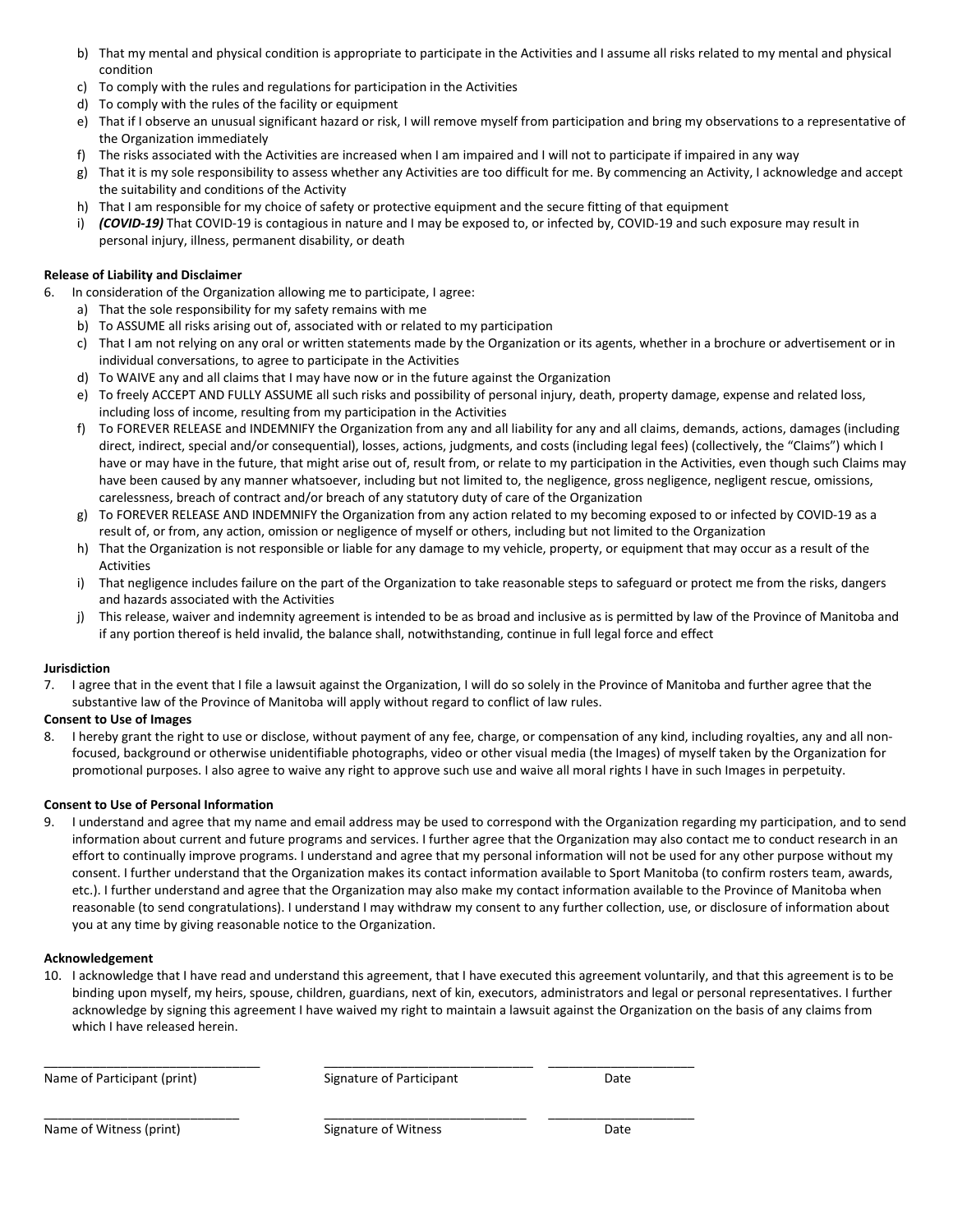b) That my mental and physical condition is appropriate to participate in the Activities and I assume all risks related to my mental and physical condition
c) To comply with the rules and regulations for participation in the Activities
d) To comply with the rules of the facility or equipment
e) That if I observe an unusual significant hazard or risk, I will remove myself from participation and bring my observations to a representative of the Organization immediately
f) The risks associated with the Activities are increased when I am impaired and I will not to participate if impaired in any way
g) That it is my sole responsibility to assess whether any Activities are too difficult for me. By commencing an Activity, I acknowledge and accept the suitability and conditions of the Activity
h) That I am responsible for my choice of safety or protective equipment and the secure fitting of that equipment
i) ***(COVID-19)*** That COVID-19 is contagious in nature and I may be exposed to, or infected by, COVID-19 and such exposure may result in personal injury, illness, permanent disability, or death

**Release of Liability and Disclaimer**

6. In consideration of the Organization allowing me to participate, I agree:
   a) That the sole responsibility for my safety remains with me
   b) To ASSUME all risks arising out of, associated with or related to my participation
   c) That I am not relying on any oral or written statements made by the Organization or its agents, whether in a brochure or advertisement or in individual conversations, to agree to participate in the Activities
   d) To WAIVE any and all claims that I may have now or in the future against the Organization
   e) To freely ACCEPT AND FULLY ASSUME all such risks and possibility of personal injury, death, property damage, expense and related loss, including loss of income, resulting from my participation in the Activities
   f) To FOREVER RELEASE and INDEMNIFY the Organization from any and all liability for any and all claims, demands, actions, damages (including direct, indirect, special and/or consequential), losses, actions, judgments, and costs (including legal fees) (collectively, the "Claims") which I have or may have in the future, that might arise out of, result from, or relate to my participation in the Activities, even though such Claims may have been caused by any manner whatsoever, including but not limited to, the negligence, gross negligence, negligent rescue, omissions, carelessness, breach of contract and/or breach of any statutory duty of care of the Organization
   g) To FOREVER RELEASE AND INDEMNIFY the Organization from any action related to my becoming exposed to or infected by COVID-19 as a result of, or from, any action, omission or negligence of myself or others, including but not limited to the Organization
   h) That the Organization is not responsible or liable for any damage to my vehicle, property, or equipment that may occur as a result of the Activities
   i) That negligence includes failure on the part of the Organization to take reasonable steps to safeguard or protect me from the risks, dangers and hazards associated with the Activities
   j) This release, waiver and indemnity agreement is intended to be as broad and inclusive as is permitted by law of the Province of Manitoba and if any portion thereof is held invalid, the balance shall, notwithstanding, continue in full legal force and effect

**Jurisdiction**

7. I agree that in the event that I file a lawsuit against the Organization, I will do so solely in the Province of Manitoba and further agree that the substantive law of the Province of Manitoba will apply without regard to conflict of law rules.

**Consent to Use of Images**

8. I hereby grant the right to use or disclose, without payment of any fee, charge, or compensation of any kind, including royalties, any and all non-focused, background or otherwise unidentifiable photographs, video or other visual media (the Images) of myself taken by the Organization for promotional purposes. I also agree to waive any right to approve such use and waive all moral rights I have in such Images in perpetuity.

**Consent to Use of Personal Information**

9. I understand and agree that my name and email address may be used to correspond with the Organization regarding my participation, and to send information about current and future programs and services. I further agree that the Organization may also contact me to conduct research in an effort to continually improve programs. I understand and agree that my personal information will not be used for any other purpose without my consent. I further understand that the Organization makes its contact information available to Sport Manitoba (to confirm rosters team, awards, etc.). I further understand and agree that the Organization may also make my contact information available to the Province of Manitoba when reasonable (to send congratulations). I understand I may withdraw my consent to any further collection, use, or disclosure of information about you at any time by giving reasonable notice to the Organization.

**Acknowledgement**

10. I acknowledge that I have read and understand this agreement, that I have executed this agreement voluntarily, and that this agreement is to be binding upon myself, my heirs, spouse, children, guardians, next of kin, executors, administrators and legal or personal representatives. I further acknowledge by signing this agreement I have waived my right to maintain a lawsuit against the Organization on the basis of any claims from which I have released herein.

| | | |
|---|---|---|
| ______________________________ | ______________________________ | ____________________ |
| Name of Participant (print) | Signature of Participant | Date |
| ______________________________ | ______________________________ | ____________________ |
| Name of Witness (print) | Signature of Witness | Date |